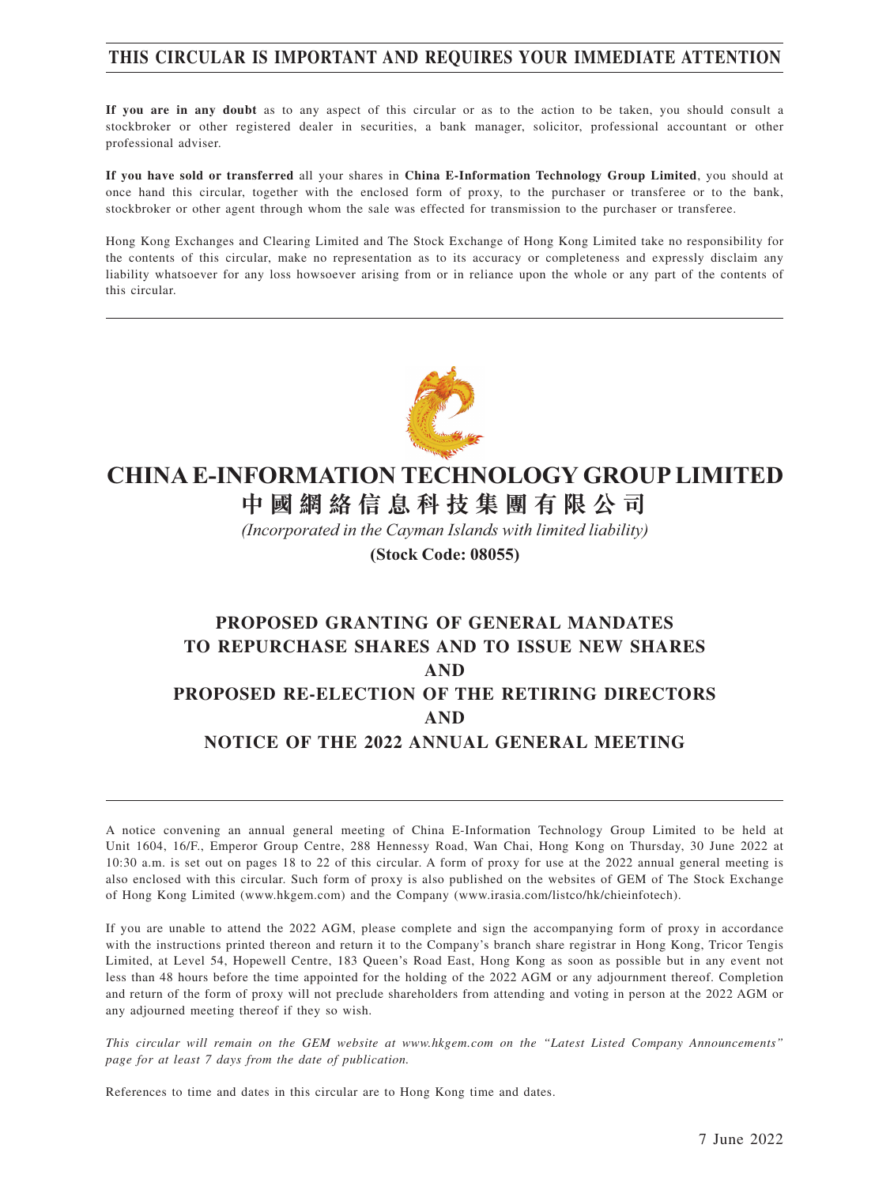**THIS CIRCULAR IS IMPORTANT AND REQUIRES YOUR IMMEDIATE ATTENTION**

**If you are in any doubt** as to any aspect of this circular or as to the action to be taken, you should consult a stockbroker or other registered dealer in securities, a bank manager, solicitor, professional accountant or other professional adviser.

**If you have sold or transferred** all your shares in **China E-Information Technology Group Limited**, you should at once hand this circular, together with the enclosed form of proxy, to the purchaser or transferee or to the bank, stockbroker or other agent through whom the sale was effected for transmission to the purchaser or transferee.

Hong Kong Exchanges and Clearing Limited and The Stock Exchange of Hong Kong Limited take no responsibility for the contents of this circular, make no representation as to its accuracy or completeness and expressly disclaim any liability whatsoever for any loss howsoever arising from or in reliance upon the whole or any part of the contents of this circular.

# CHINA E-INFORMATION TECHNOLOGY GROUP LIMITED

# 中國網絡信息科技集團有限公司

*(Incorporated in the Cayman Islands with limited liability)*

**(Stock Code: 08055)**

## PROPOSED GRANTING OF GENERAL MANDATES TO REPURCHASE SHARES AND TO ISSUE NEW SHARES AND PROPOSED RE-ELECTION OF THE RETIRING DIRECTORS AND NOTICE OF THE 2022 ANNUAL GENERAL MEETING

A notice convening an annual general meeting of China E-Information Technology Group Limited to be held at Unit 1604, 16/F., Emperor Group Centre, 288 Hennessy Road, Wan Chai, Hong Kong on Thursday, 30 June 2022 at 10:30 a.m. is set out on pages 18 to 22 of this circular. A form of proxy for use at the 2022 annual general meeting is also enclosed with this circular. Such form of proxy is also published on the websites of GEM of The Stock Exchange of Hong Kong Limited (www.hkgem.com) and the Company (www.irasia.com/listco/hk/chieinfotech).

If you are unable to attend the 2022 AGM, please complete and sign the accompanying form of proxy in accordance with the instructions printed thereon and return it to the Company's branch share registrar in Hong Kong, Tricor Tengis Limited, at Level 54, Hopewell Centre, 183 Queen's Road East, Hong Kong as soon as possible but in any event not less than 48 hours before the time appointed for the holding of the 2022 AGM or any adjournment thereof. Completion and return of the form of proxy will not preclude shareholders from attending and voting in person at the 2022 AGM or any adjourned meeting thereof if they so wish.

*This circular will remain on the GEM website at www.hkgem.com on the "Latest Listed Company Announcements" page for at least 7 days from the date of publication.*

References to time and dates in this circular are to Hong Kong time and dates.

7 June 2022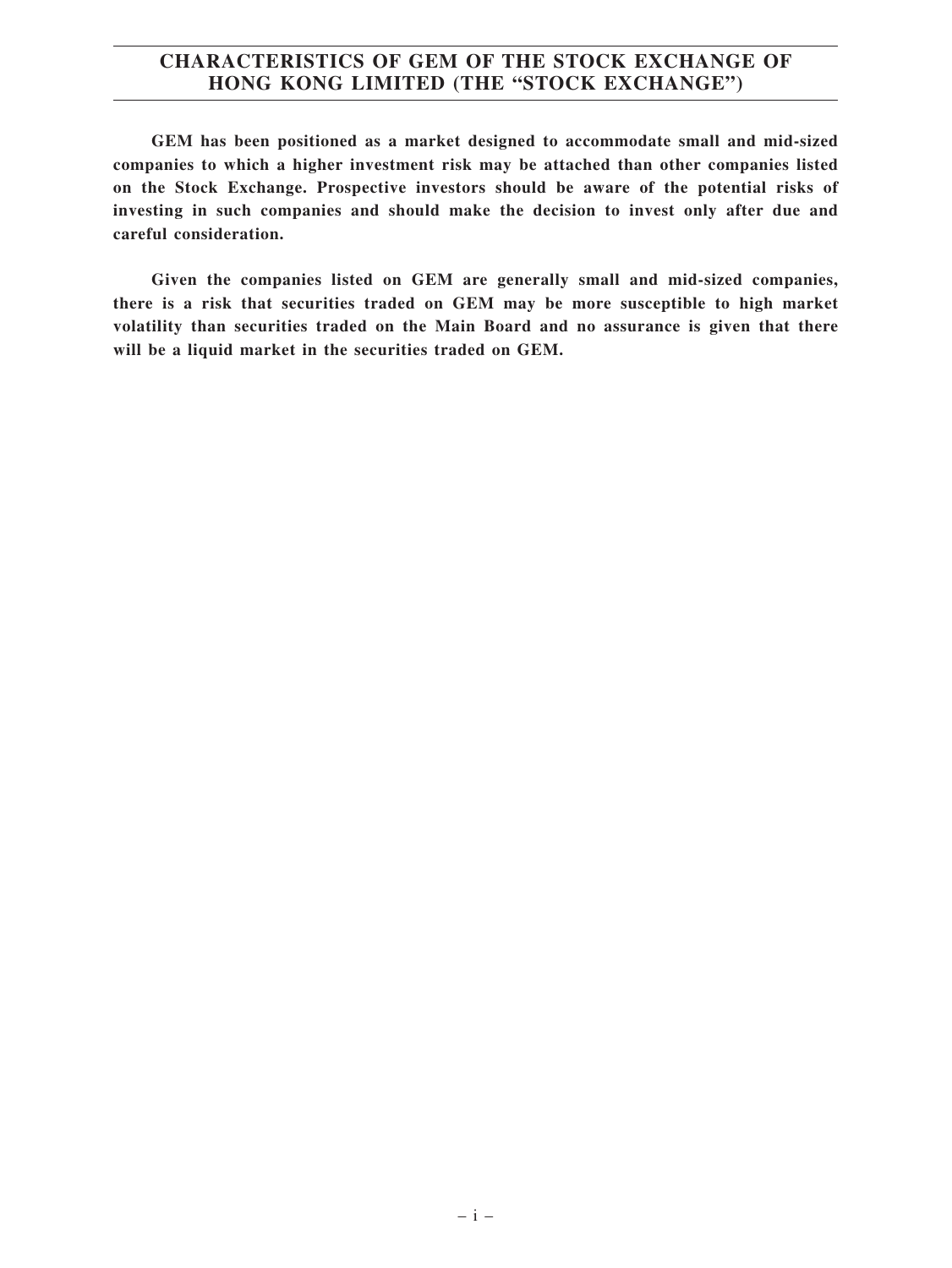# CHARACTERISTICS OF GEM OF THE STOCK EXCHANGE OF HONG KONG LIMITED (THE "STOCK EXCHANGE")

**GEM has been positioned as a market designed to accommodate small and mid-sized companies to which a higher investment risk may be attached than other companies listed on the Stock Exchange. Prospective investors should be aware of the potential risks of investing in such companies and should make the decision to invest only after due and careful consideration.**

**Given the companies listed on GEM are generally small and mid-sized companies, there is a risk that securities traded on GEM may be more susceptible to high market volatility than securities traded on the Main Board and no assurance is given that there will be a liquid market in the securities traded on GEM.**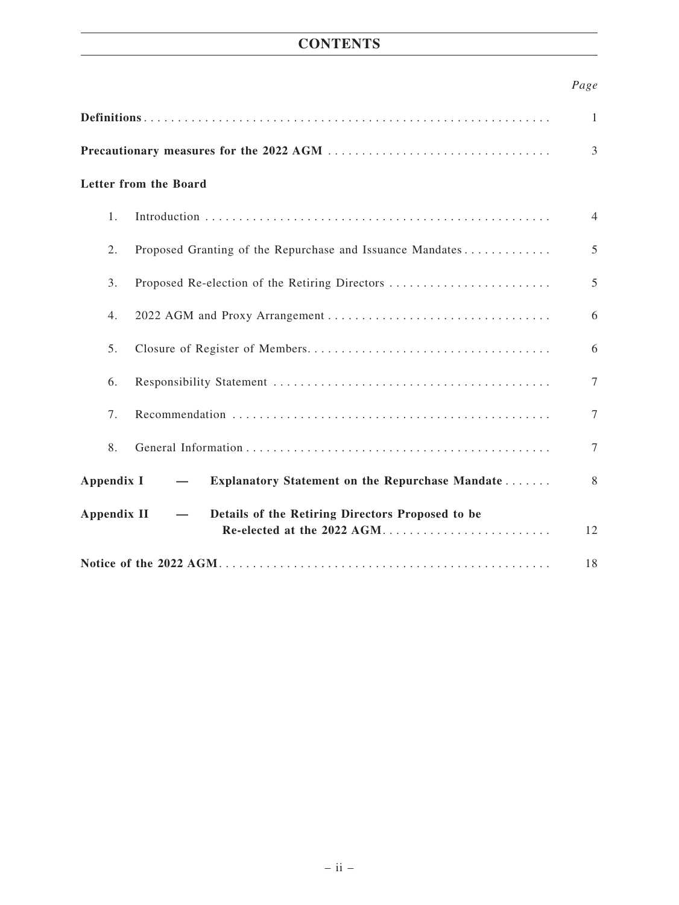# CONTENTS

| | Page |
|---|---|
| **Definitions** | 1 |
| **Precautionary measures for the 2022 AGM** | 3 |
| **Letter from the Board** | |
| 1. Introduction | 4 |
| 2. Proposed Granting of the Repurchase and Issuance Mandates | 5 |
| 3. Proposed Re-election of the Retiring Directors | 5 |
| 4. 2022 AGM and Proxy Arrangement | 6 |
| 5. Closure of Register of Members | 6 |
| 6. Responsibility Statement | 7 |
| 7. Recommendation | 7 |
| 8. General Information | 7 |
| **Appendix I — Explanatory Statement on the Repurchase Mandate** | 8 |
| **Appendix II — Details of the Retiring Directors Proposed to be Re-elected at the 2022 AGM** | 12 |
| **Notice of the 2022 AGM** | 18 |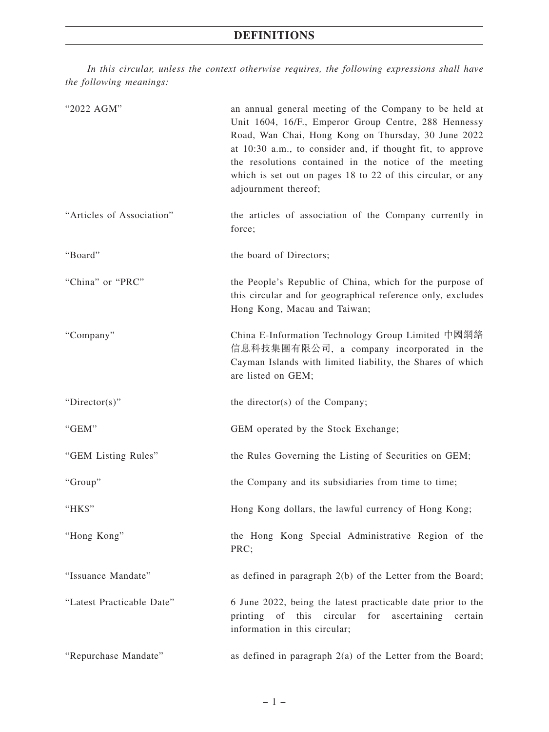# DEFINITIONS

*In this circular, unless the context otherwise requires, the following expressions shall have the following meanings:*

| | |
|---|---|
| "2022 AGM" | an annual general meeting of the Company to be held at Unit 1604, 16/F., Emperor Group Centre, 288 Hennessy Road, Wan Chai, Hong Kong on Thursday, 30 June 2022 at 10:30 a.m., to consider and, if thought fit, to approve the resolutions contained in the notice of the meeting which is set out on pages 18 to 22 of this circular, or any adjournment thereof; |
| "Articles of Association" | the articles of association of the Company currently in force; |
| "Board" | the board of Directors; |
| "China" or "PRC" | the People's Republic of China, which for the purpose of this circular and for geographical reference only, excludes Hong Kong, Macau and Taiwan; |
| "Company" | China E-Information Technology Group Limited 中國網絡信息科技集團有限公司, a company incorporated in the Cayman Islands with limited liability, the Shares of which are listed on GEM; |
| "Director(s)" | the director(s) of the Company; |
| "GEM" | GEM operated by the Stock Exchange; |
| "GEM Listing Rules" | the Rules Governing the Listing of Securities on GEM; |
| "Group" | the Company and its subsidiaries from time to time; |
| "HK$" | Hong Kong dollars, the lawful currency of Hong Kong; |
| "Hong Kong" | the Hong Kong Special Administrative Region of the PRC; |
| "Issuance Mandate" | as defined in paragraph 2(b) of the Letter from the Board; |
| "Latest Practicable Date" | 6 June 2022, being the latest practicable date prior to the printing of this circular for ascertaining certain information in this circular; |
| "Repurchase Mandate" | as defined in paragraph 2(a) of the Letter from the Board; |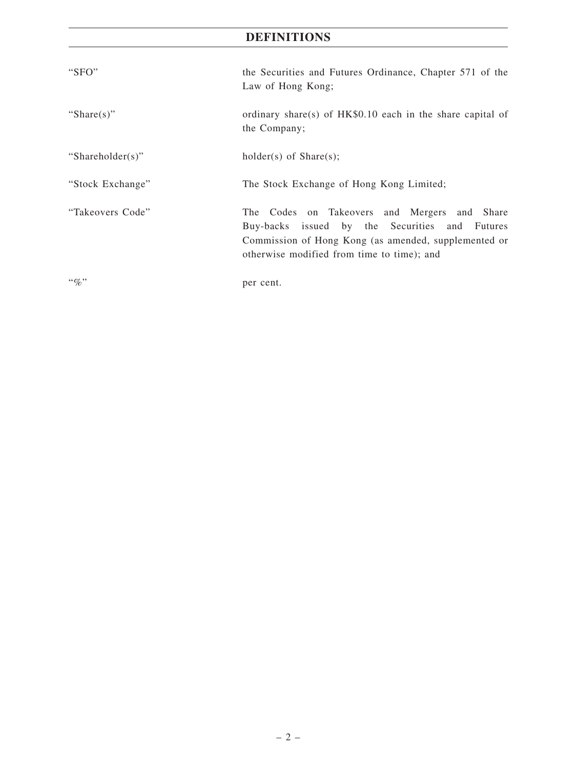# DEFINITIONS

| | |
|---|---|
| "SFO" | the Securities and Futures Ordinance, Chapter 571 of the Law of Hong Kong; |
| "Share(s)" | ordinary share(s) of HK$0.10 each in the share capital of the Company; |
| "Shareholder(s)" | holder(s) of Share(s); |
| "Stock Exchange" | The Stock Exchange of Hong Kong Limited; |
| "Takeovers Code" | The Codes on Takeovers and Mergers and Share Buy-backs issued by the Securities and Futures Commission of Hong Kong (as amended, supplemented or otherwise modified from time to time); and |
| "%" | per cent. |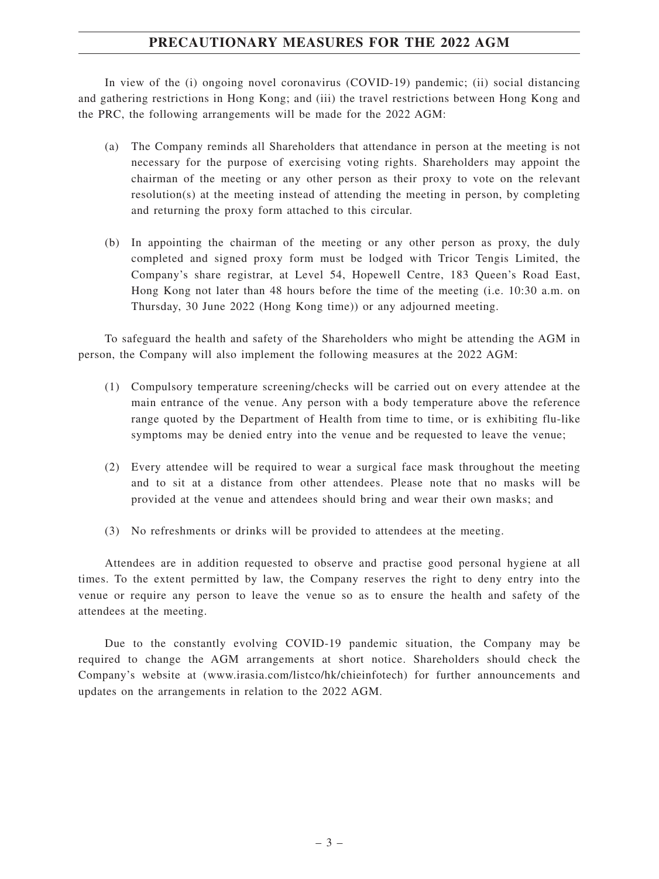# PRECAUTIONARY MEASURES FOR THE 2022 AGM

In view of the (i) ongoing novel coronavirus (COVID-19) pandemic; (ii) social distancing and gathering restrictions in Hong Kong; and (iii) the travel restrictions between Hong Kong and the PRC, the following arrangements will be made for the 2022 AGM:

(a) The Company reminds all Shareholders that attendance in person at the meeting is not necessary for the purpose of exercising voting rights. Shareholders may appoint the chairman of the meeting or any other person as their proxy to vote on the relevant resolution(s) at the meeting instead of attending the meeting in person, by completing and returning the proxy form attached to this circular.

(b) In appointing the chairman of the meeting or any other person as proxy, the duly completed and signed proxy form must be lodged with Tricor Tengis Limited, the Company's share registrar, at Level 54, Hopewell Centre, 183 Queen's Road East, Hong Kong not later than 48 hours before the time of the meeting (i.e. 10:30 a.m. on Thursday, 30 June 2022 (Hong Kong time)) or any adjourned meeting.

To safeguard the health and safety of the Shareholders who might be attending the AGM in person, the Company will also implement the following measures at the 2022 AGM:

(1) Compulsory temperature screening/checks will be carried out on every attendee at the main entrance of the venue. Any person with a body temperature above the reference range quoted by the Department of Health from time to time, or is exhibiting flu-like symptoms may be denied entry into the venue and be requested to leave the venue;

(2) Every attendee will be required to wear a surgical face mask throughout the meeting and to sit at a distance from other attendees. Please note that no masks will be provided at the venue and attendees should bring and wear their own masks; and

(3) No refreshments or drinks will be provided to attendees at the meeting.

Attendees are in addition requested to observe and practise good personal hygiene at all times. To the extent permitted by law, the Company reserves the right to deny entry into the venue or require any person to leave the venue so as to ensure the health and safety of the attendees at the meeting.

Due to the constantly evolving COVID-19 pandemic situation, the Company may be required to change the AGM arrangements at short notice. Shareholders should check the Company's website at (www.irasia.com/listco/hk/chieinfotech) for further announcements and updates on the arrangements in relation to the 2022 AGM.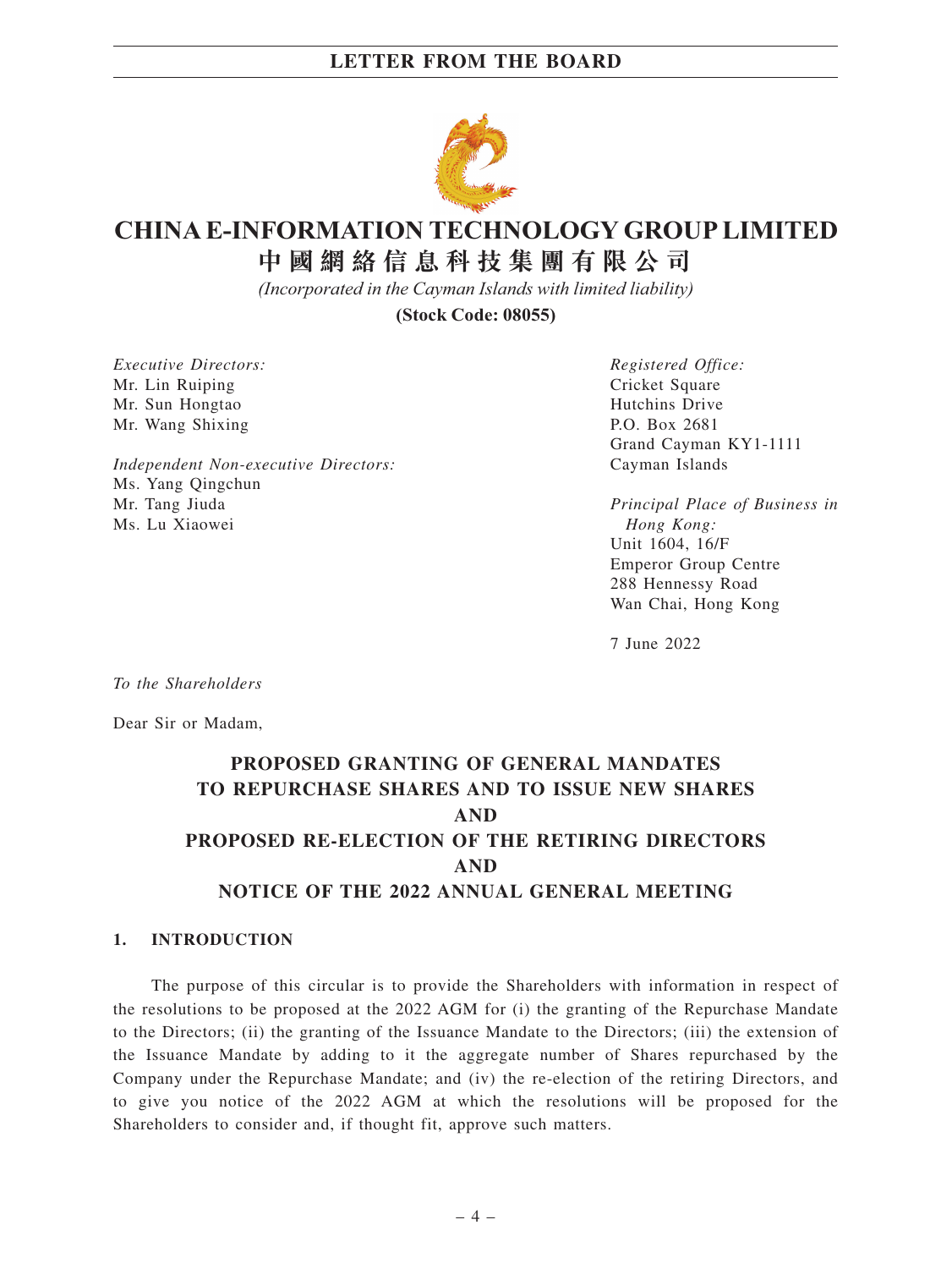# LETTER FROM THE BOARD

# CHINA E-INFORMATION TECHNOLOGY GROUP LIMITED
# 中國網絡信息科技集團有限公司

*(Incorporated in the Cayman Islands with limited liability)*

**(Stock Code: 08055)**

*Executive Directors:*
Mr. Lin Ruiping
Mr. Sun Hongtao
Mr. Wang Shixing

*Independent Non-executive Directors:*
Ms. Yang Qingchun
Mr. Tang Jiuda
Ms. Lu Xiaowei

*Registered Office:*
Cricket Square
Hutchins Drive
P.O. Box 2681
Grand Cayman KY1-1111
Cayman Islands

*Principal Place of Business in Hong Kong:*
Unit 1604, 16/F
Emperor Group Centre
288 Hennessy Road
Wan Chai, Hong Kong

7 June 2022

*To the Shareholders*

Dear Sir or Madam,

## PROPOSED GRANTING OF GENERAL MANDATES TO REPURCHASE SHARES AND TO ISSUE NEW SHARES AND PROPOSED RE-ELECTION OF THE RETIRING DIRECTORS AND NOTICE OF THE 2022 ANNUAL GENERAL MEETING

### 1. INTRODUCTION

The purpose of this circular is to provide the Shareholders with information in respect of the resolutions to be proposed at the 2022 AGM for (i) the granting of the Repurchase Mandate to the Directors; (ii) the granting of the Issuance Mandate to the Directors; (iii) the extension of the Issuance Mandate by adding to it the aggregate number of Shares repurchased by the Company under the Repurchase Mandate; and (iv) the re-election of the retiring Directors, and to give you notice of the 2022 AGM at which the resolutions will be proposed for the Shareholders to consider and, if thought fit, approve such matters.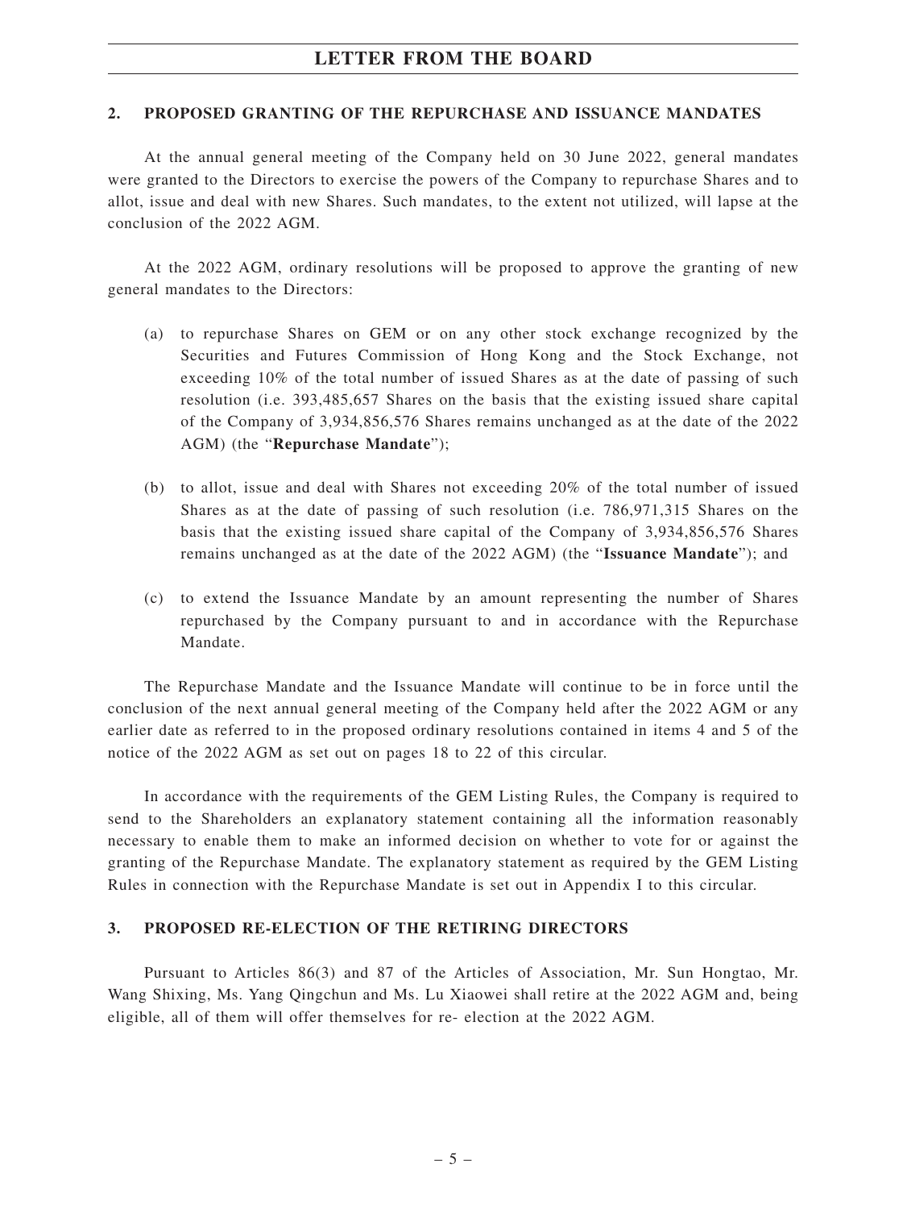## 2. PROPOSED GRANTING OF THE REPURCHASE AND ISSUANCE MANDATES

At the annual general meeting of the Company held on 30 June 2022, general mandates were granted to the Directors to exercise the powers of the Company to repurchase Shares and to allot, issue and deal with new Shares. Such mandates, to the extent not utilized, will lapse at the conclusion of the 2022 AGM.

At the 2022 AGM, ordinary resolutions will be proposed to approve the granting of new general mandates to the Directors:

(a) to repurchase Shares on GEM or on any other stock exchange recognized by the Securities and Futures Commission of Hong Kong and the Stock Exchange, not exceeding 10% of the total number of issued Shares as at the date of passing of such resolution (i.e. 393,485,657 Shares on the basis that the existing issued share capital of the Company of 3,934,856,576 Shares remains unchanged as at the date of the 2022 AGM) (the "**Repurchase Mandate**");

(b) to allot, issue and deal with Shares not exceeding 20% of the total number of issued Shares as at the date of passing of such resolution (i.e. 786,971,315 Shares on the basis that the existing issued share capital of the Company of 3,934,856,576 Shares remains unchanged as at the date of the 2022 AGM) (the "**Issuance Mandate**"); and

(c) to extend the Issuance Mandate by an amount representing the number of Shares repurchased by the Company pursuant to and in accordance with the Repurchase Mandate.

The Repurchase Mandate and the Issuance Mandate will continue to be in force until the conclusion of the next annual general meeting of the Company held after the 2022 AGM or any earlier date as referred to in the proposed ordinary resolutions contained in items 4 and 5 of the notice of the 2022 AGM as set out on pages 18 to 22 of this circular.

In accordance with the requirements of the GEM Listing Rules, the Company is required to send to the Shareholders an explanatory statement containing all the information reasonably necessary to enable them to make an informed decision on whether to vote for or against the granting of the Repurchase Mandate. The explanatory statement as required by the GEM Listing Rules in connection with the Repurchase Mandate is set out in Appendix I to this circular.

## 3. PROPOSED RE-ELECTION OF THE RETIRING DIRECTORS

Pursuant to Articles 86(3) and 87 of the Articles of Association, Mr. Sun Hongtao, Mr. Wang Shixing, Ms. Yang Qingchun and Ms. Lu Xiaowei shall retire at the 2022 AGM and, being eligible, all of them will offer themselves for re- election at the 2022 AGM.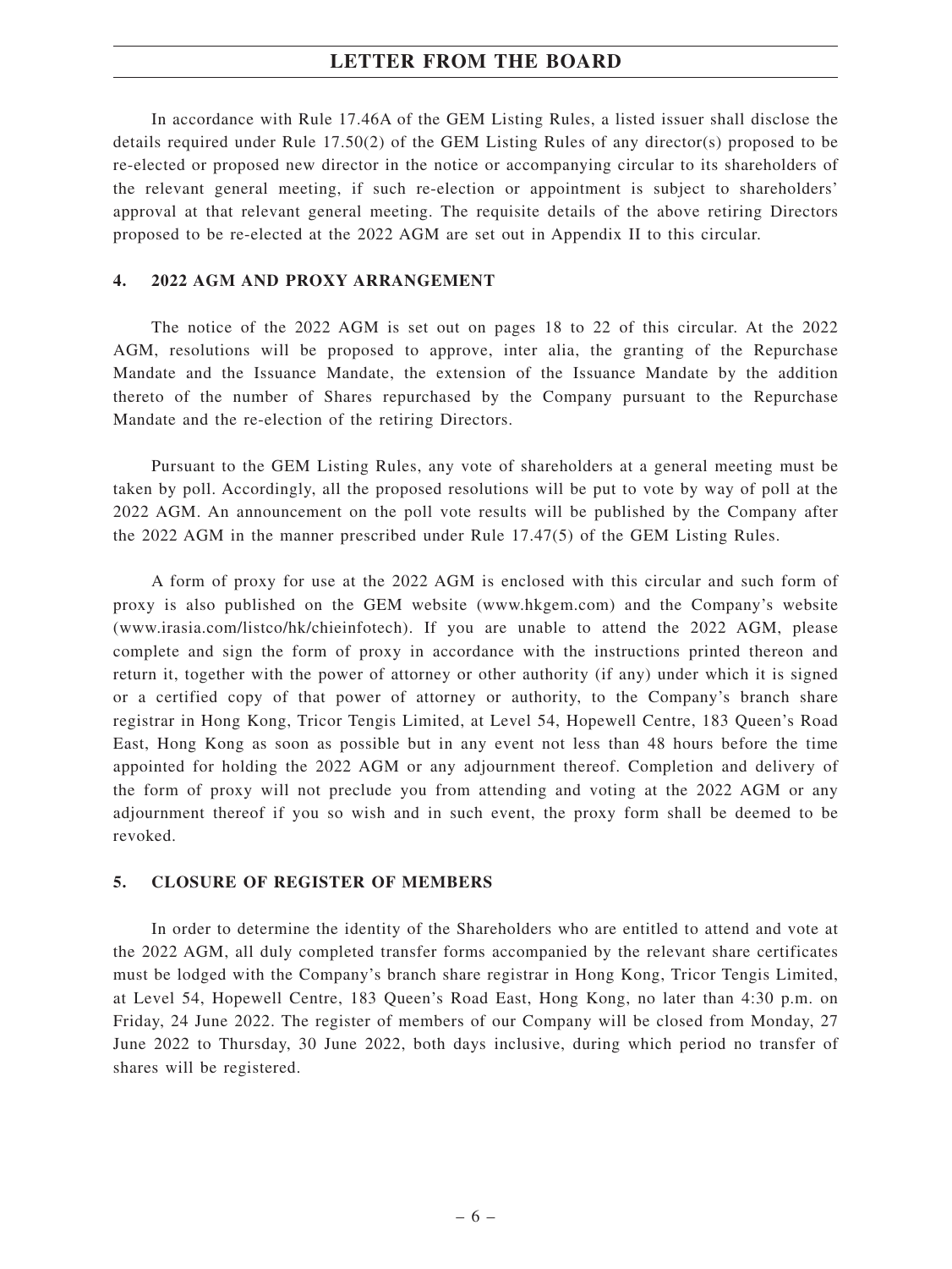In accordance with Rule 17.46A of the GEM Listing Rules, a listed issuer shall disclose the details required under Rule 17.50(2) of the GEM Listing Rules of any director(s) proposed to be re-elected or proposed new director in the notice or accompanying circular to its shareholders of the relevant general meeting, if such re-election or appointment is subject to shareholders' approval at that relevant general meeting. The requisite details of the above retiring Directors proposed to be re-elected at the 2022 AGM are set out in Appendix II to this circular.

## 4. 2022 AGM AND PROXY ARRANGEMENT

The notice of the 2022 AGM is set out on pages 18 to 22 of this circular. At the 2022 AGM, resolutions will be proposed to approve, inter alia, the granting of the Repurchase Mandate and the Issuance Mandate, the extension of the Issuance Mandate by the addition thereto of the number of Shares repurchased by the Company pursuant to the Repurchase Mandate and the re-election of the retiring Directors.

Pursuant to the GEM Listing Rules, any vote of shareholders at a general meeting must be taken by poll. Accordingly, all the proposed resolutions will be put to vote by way of poll at the 2022 AGM. An announcement on the poll vote results will be published by the Company after the 2022 AGM in the manner prescribed under Rule 17.47(5) of the GEM Listing Rules.

A form of proxy for use at the 2022 AGM is enclosed with this circular and such form of proxy is also published on the GEM website (www.hkgem.com) and the Company's website (www.irasia.com/listco/hk/chieinfotech). If you are unable to attend the 2022 AGM, please complete and sign the form of proxy in accordance with the instructions printed thereon and return it, together with the power of attorney or other authority (if any) under which it is signed or a certified copy of that power of attorney or authority, to the Company's branch share registrar in Hong Kong, Tricor Tengis Limited, at Level 54, Hopewell Centre, 183 Queen's Road East, Hong Kong as soon as possible but in any event not less than 48 hours before the time appointed for holding the 2022 AGM or any adjournment thereof. Completion and delivery of the form of proxy will not preclude you from attending and voting at the 2022 AGM or any adjournment thereof if you so wish and in such event, the proxy form shall be deemed to be revoked.

## 5. CLOSURE OF REGISTER OF MEMBERS

In order to determine the identity of the Shareholders who are entitled to attend and vote at the 2022 AGM, all duly completed transfer forms accompanied by the relevant share certificates must be lodged with the Company's branch share registrar in Hong Kong, Tricor Tengis Limited, at Level 54, Hopewell Centre, 183 Queen's Road East, Hong Kong, no later than 4:30 p.m. on Friday, 24 June 2022. The register of members of our Company will be closed from Monday, 27 June 2022 to Thursday, 30 June 2022, both days inclusive, during which period no transfer of shares will be registered.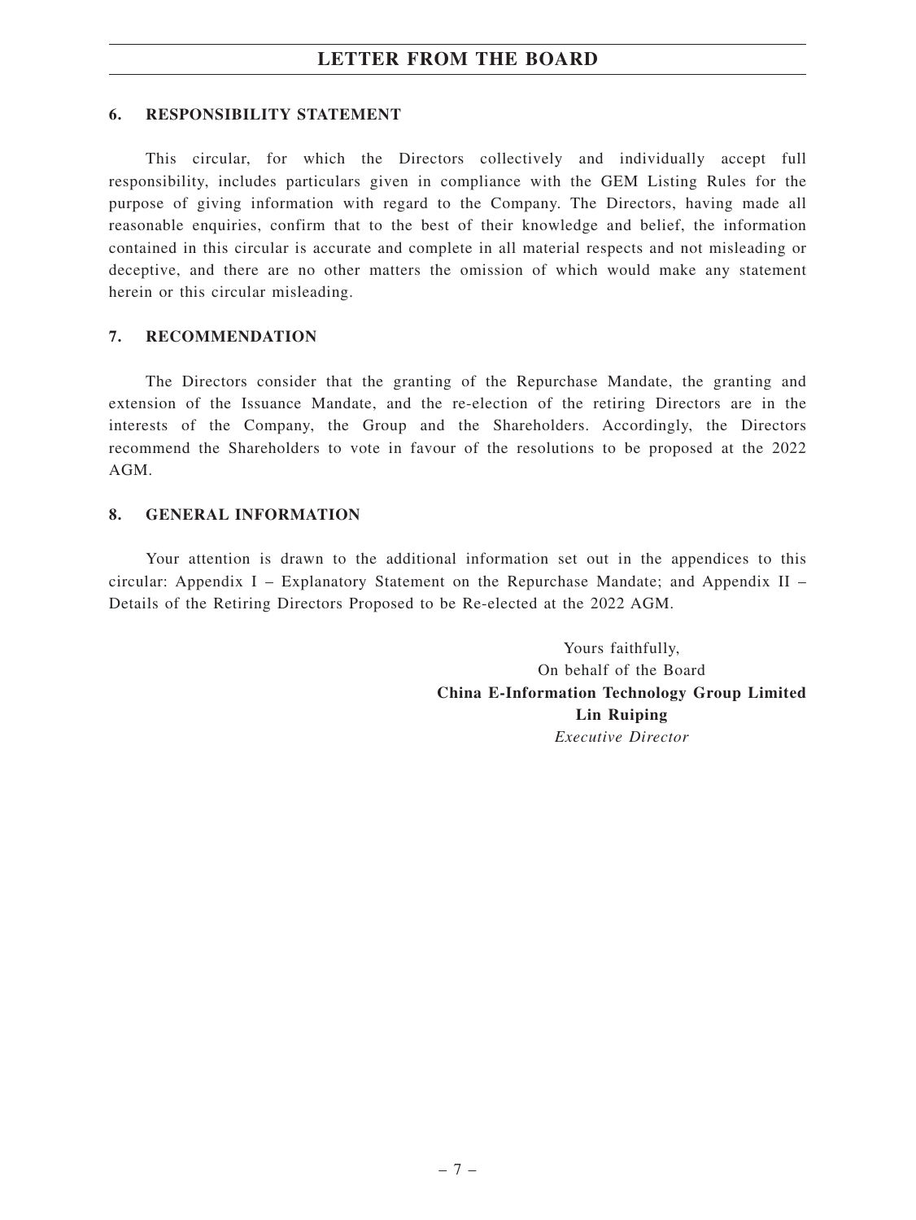### 6. RESPONSIBILITY STATEMENT

This circular, for which the Directors collectively and individually accept full responsibility, includes particulars given in compliance with the GEM Listing Rules for the purpose of giving information with regard to the Company. The Directors, having made all reasonable enquiries, confirm that to the best of their knowledge and belief, the information contained in this circular is accurate and complete in all material respects and not misleading or deceptive, and there are no other matters the omission of which would make any statement herein or this circular misleading.

### 7. RECOMMENDATION

The Directors consider that the granting of the Repurchase Mandate, the granting and extension of the Issuance Mandate, and the re-election of the retiring Directors are in the interests of the Company, the Group and the Shareholders. Accordingly, the Directors recommend the Shareholders to vote in favour of the resolutions to be proposed at the 2022 AGM.

### 8. GENERAL INFORMATION

Your attention is drawn to the additional information set out in the appendices to this circular: Appendix I – Explanatory Statement on the Repurchase Mandate; and Appendix II – Details of the Retiring Directors Proposed to be Re-elected at the 2022 AGM.

Yours faithfully,
On behalf of the Board
**China E-Information Technology Group Limited**
**Lin Ruiping**
*Executive Director*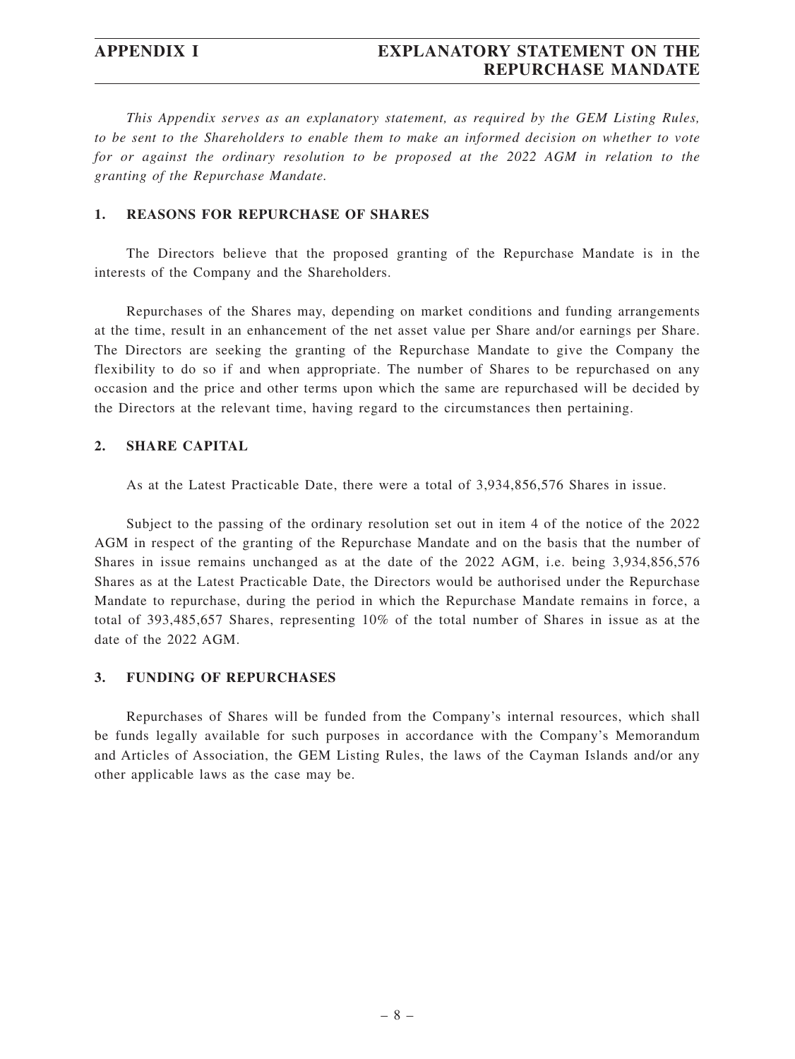# APPENDIX I — EXPLANATORY STATEMENT ON THE REPURCHASE MANDATE

*This Appendix serves as an explanatory statement, as required by the GEM Listing Rules, to be sent to the Shareholders to enable them to make an informed decision on whether to vote for or against the ordinary resolution to be proposed at the 2022 AGM in relation to the granting of the Repurchase Mandate.*

## 1. REASONS FOR REPURCHASE OF SHARES

The Directors believe that the proposed granting of the Repurchase Mandate is in the interests of the Company and the Shareholders.

Repurchases of the Shares may, depending on market conditions and funding arrangements at the time, result in an enhancement of the net asset value per Share and/or earnings per Share. The Directors are seeking the granting of the Repurchase Mandate to give the Company the flexibility to do so if and when appropriate. The number of Shares to be repurchased on any occasion and the price and other terms upon which the same are repurchased will be decided by the Directors at the relevant time, having regard to the circumstances then pertaining.

## 2. SHARE CAPITAL

As at the Latest Practicable Date, there were a total of 3,934,856,576 Shares in issue.

Subject to the passing of the ordinary resolution set out in item 4 of the notice of the 2022 AGM in respect of the granting of the Repurchase Mandate and on the basis that the number of Shares in issue remains unchanged as at the date of the 2022 AGM, i.e. being 3,934,856,576 Shares as at the Latest Practicable Date, the Directors would be authorised under the Repurchase Mandate to repurchase, during the period in which the Repurchase Mandate remains in force, a total of 393,485,657 Shares, representing 10% of the total number of Shares in issue as at the date of the 2022 AGM.

## 3. FUNDING OF REPURCHASES

Repurchases of Shares will be funded from the Company's internal resources, which shall be funds legally available for such purposes in accordance with the Company's Memorandum and Articles of Association, the GEM Listing Rules, the laws of the Cayman Islands and/or any other applicable laws as the case may be.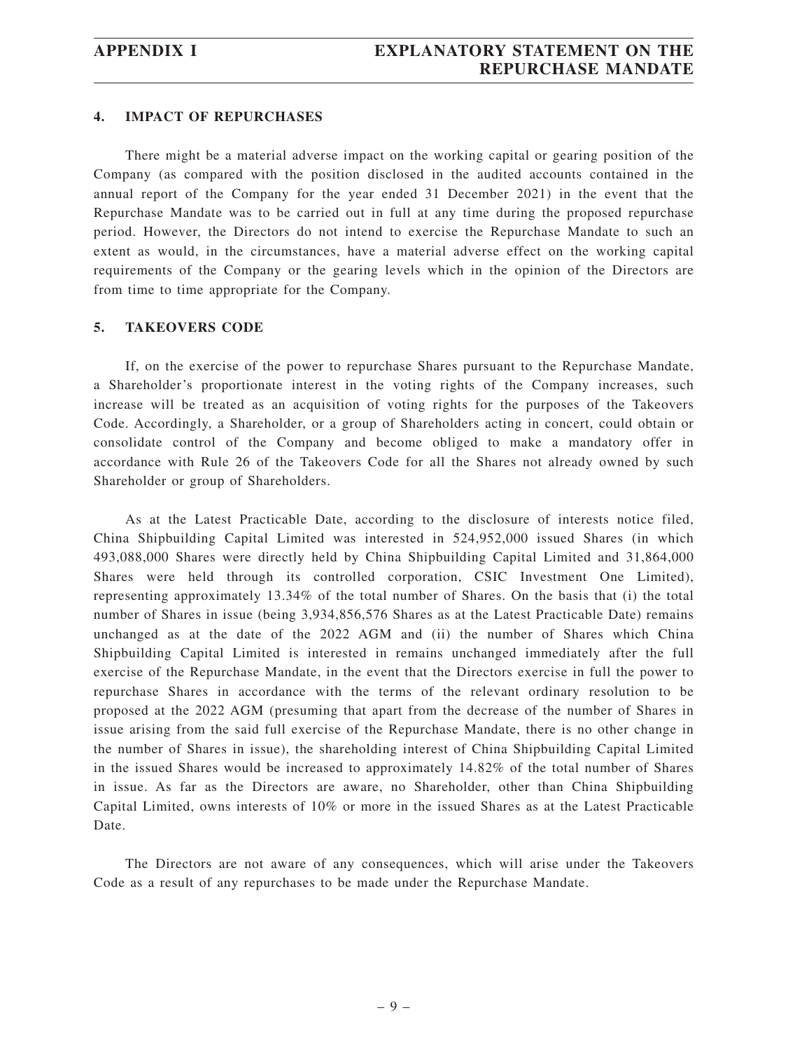## 4. IMPACT OF REPURCHASES

There might be a material adverse impact on the working capital or gearing position of the Company (as compared with the position disclosed in the audited accounts contained in the annual report of the Company for the year ended 31 December 2021) in the event that the Repurchase Mandate was to be carried out in full at any time during the proposed repurchase period. However, the Directors do not intend to exercise the Repurchase Mandate to such an extent as would, in the circumstances, have a material adverse effect on the working capital requirements of the Company or the gearing levels which in the opinion of the Directors are from time to time appropriate for the Company.

## 5. TAKEOVERS CODE

If, on the exercise of the power to repurchase Shares pursuant to the Repurchase Mandate, a Shareholder's proportionate interest in the voting rights of the Company increases, such increase will be treated as an acquisition of voting rights for the purposes of the Takeovers Code. Accordingly, a Shareholder, or a group of Shareholders acting in concert, could obtain or consolidate control of the Company and become obliged to make a mandatory offer in accordance with Rule 26 of the Takeovers Code for all the Shares not already owned by such Shareholder or group of Shareholders.

As at the Latest Practicable Date, according to the disclosure of interests notice filed, China Shipbuilding Capital Limited was interested in 524,952,000 issued Shares (in which 493,088,000 Shares were directly held by China Shipbuilding Capital Limited and 31,864,000 Shares were held through its controlled corporation, CSIC Investment One Limited), representing approximately 13.34% of the total number of Shares. On the basis that (i) the total number of Shares in issue (being 3,934,856,576 Shares as at the Latest Practicable Date) remains unchanged as at the date of the 2022 AGM and (ii) the number of Shares which China Shipbuilding Capital Limited is interested in remains unchanged immediately after the full exercise of the Repurchase Mandate, in the event that the Directors exercise in full the power to repurchase Shares in accordance with the terms of the relevant ordinary resolution to be proposed at the 2022 AGM (presuming that apart from the decrease of the number of Shares in issue arising from the said full exercise of the Repurchase Mandate, there is no other change in the number of Shares in issue), the shareholding interest of China Shipbuilding Capital Limited in the issued Shares would be increased to approximately 14.82% of the total number of Shares in issue. As far as the Directors are aware, no Shareholder, other than China Shipbuilding Capital Limited, owns interests of 10% or more in the issued Shares as at the Latest Practicable Date.

The Directors are not aware of any consequences, which will arise under the Takeovers Code as a result of any repurchases to be made under the Repurchase Mandate.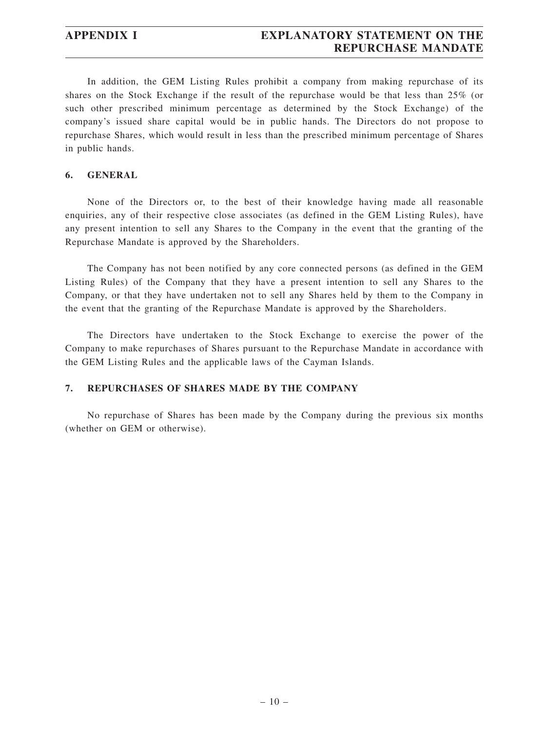In addition, the GEM Listing Rules prohibit a company from making repurchase of its shares on the Stock Exchange if the result of the repurchase would be that less than 25% (or such other prescribed minimum percentage as determined by the Stock Exchange) of the company's issued share capital would be in public hands. The Directors do not propose to repurchase Shares, which would result in less than the prescribed minimum percentage of Shares in public hands.

## 6. GENERAL

None of the Directors or, to the best of their knowledge having made all reasonable enquiries, any of their respective close associates (as defined in the GEM Listing Rules), have any present intention to sell any Shares to the Company in the event that the granting of the Repurchase Mandate is approved by the Shareholders.

The Company has not been notified by any core connected persons (as defined in the GEM Listing Rules) of the Company that they have a present intention to sell any Shares to the Company, or that they have undertaken not to sell any Shares held by them to the Company in the event that the granting of the Repurchase Mandate is approved by the Shareholders.

The Directors have undertaken to the Stock Exchange to exercise the power of the Company to make repurchases of Shares pursuant to the Repurchase Mandate in accordance with the GEM Listing Rules and the applicable laws of the Cayman Islands.

## 7. REPURCHASES OF SHARES MADE BY THE COMPANY

No repurchase of Shares has been made by the Company during the previous six months (whether on GEM or otherwise).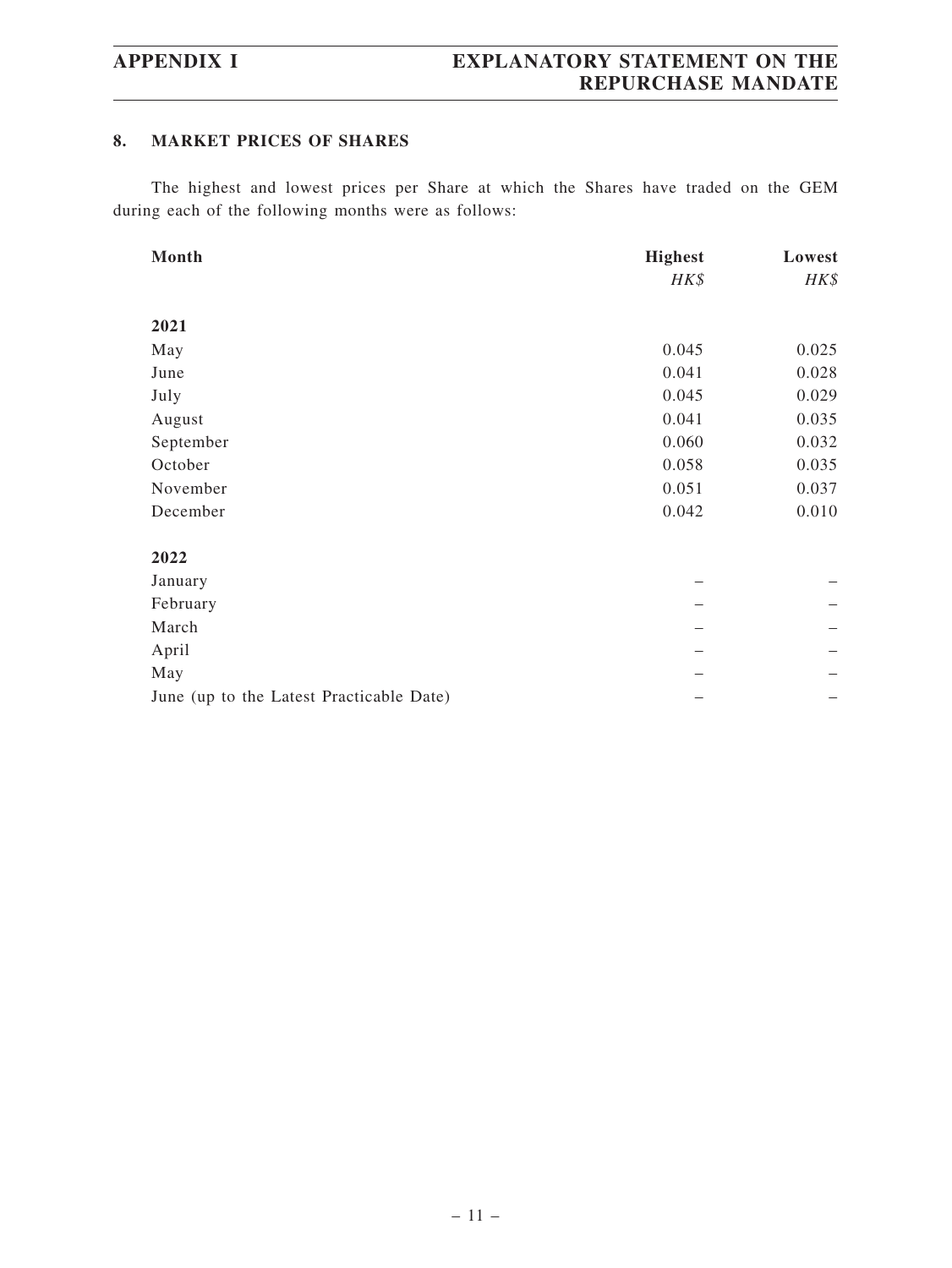## 8. MARKET PRICES OF SHARES

The highest and lowest prices per Share at which the Shares have traded on the GEM during each of the following months were as follows:

| Month | Highest | Lowest |
|---|---|---|
| | *HK$* | *HK$* |
| **2021** | | |
| May | 0.045 | 0.025 |
| June | 0.041 | 0.028 |
| July | 0.045 | 0.029 |
| August | 0.041 | 0.035 |
| September | 0.060 | 0.032 |
| October | 0.058 | 0.035 |
| November | 0.051 | 0.037 |
| December | 0.042 | 0.010 |
| **2022** | | |
| January | – | – |
| February | – | – |
| March | – | – |
| April | – | – |
| May | – | – |
| June (up to the Latest Practicable Date) | – | – |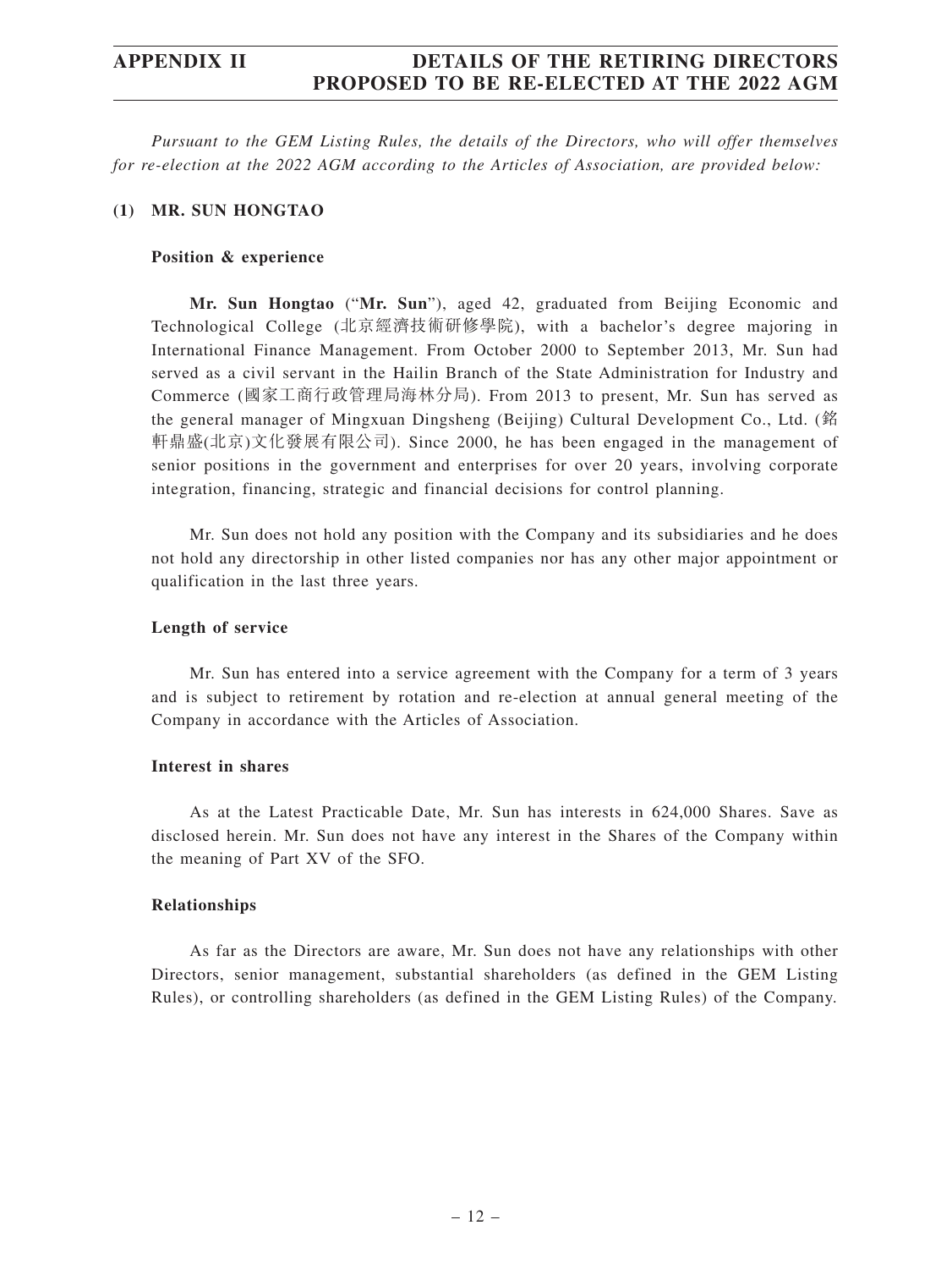# APPENDIX II — DETAILS OF THE RETIRING DIRECTORS PROPOSED TO BE RE-ELECTED AT THE 2022 AGM

*Pursuant to the GEM Listing Rules, the details of the Directors, who will offer themselves for re-election at the 2022 AGM according to the Articles of Association, are provided below:*

## (1) MR. SUN HONGTAO

### Position & experience

**Mr. Sun Hongtao** ("**Mr. Sun**"), aged 42, graduated from Beijing Economic and Technological College (北京經濟技術研修學院), with a bachelor's degree majoring in International Finance Management. From October 2000 to September 2013, Mr. Sun had served as a civil servant in the Hailin Branch of the State Administration for Industry and Commerce (國家工商行政管理局海林分局). From 2013 to present, Mr. Sun has served as the general manager of Mingxuan Dingsheng (Beijing) Cultural Development Co., Ltd. (銘軒鼎盛(北京)文化發展有限公司). Since 2000, he has been engaged in the management of senior positions in the government and enterprises for over 20 years, involving corporate integration, financing, strategic and financial decisions for control planning.

Mr. Sun does not hold any position with the Company and its subsidiaries and he does not hold any directorship in other listed companies nor has any other major appointment or qualification in the last three years.

### Length of service

Mr. Sun has entered into a service agreement with the Company for a term of 3 years and is subject to retirement by rotation and re-election at annual general meeting of the Company in accordance with the Articles of Association.

### Interest in shares

As at the Latest Practicable Date, Mr. Sun has interests in 624,000 Shares. Save as disclosed herein. Mr. Sun does not have any interest in the Shares of the Company within the meaning of Part XV of the SFO.

### Relationships

As far as the Directors are aware, Mr. Sun does not have any relationships with other Directors, senior management, substantial shareholders (as defined in the GEM Listing Rules), or controlling shareholders (as defined in the GEM Listing Rules) of the Company.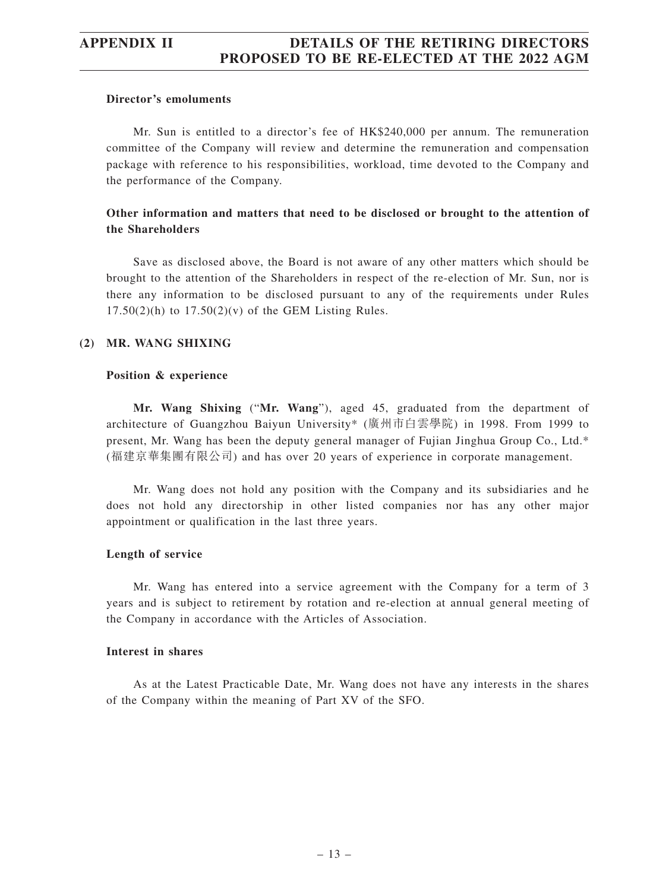#### Director's emoluments

Mr. Sun is entitled to a director's fee of HK$240,000 per annum. The remuneration committee of the Company will review and determine the remuneration and compensation package with reference to his responsibilities, workload, time devoted to the Company and the performance of the Company.

#### Other information and matters that need to be disclosed or brought to the attention of the Shareholders

Save as disclosed above, the Board is not aware of any other matters which should be brought to the attention of the Shareholders in respect of the re-election of Mr. Sun, nor is there any information to be disclosed pursuant to any of the requirements under Rules 17.50(2)(h) to 17.50(2)(v) of the GEM Listing Rules.

### (2) MR. WANG SHIXING

#### Position & experience

**Mr. Wang Shixing** ("**Mr. Wang**"), aged 45, graduated from the department of architecture of Guangzhou Baiyun University* (廣州市白雲學院) in 1998. From 1999 to present, Mr. Wang has been the deputy general manager of Fujian Jinghua Group Co., Ltd.* (福建京華集團有限公司) and has over 20 years of experience in corporate management.

Mr. Wang does not hold any position with the Company and its subsidiaries and he does not hold any directorship in other listed companies nor has any other major appointment or qualification in the last three years.

#### Length of service

Mr. Wang has entered into a service agreement with the Company for a term of 3 years and is subject to retirement by rotation and re-election at annual general meeting of the Company in accordance with the Articles of Association.

#### Interest in shares

As at the Latest Practicable Date, Mr. Wang does not have any interests in the shares of the Company within the meaning of Part XV of the SFO.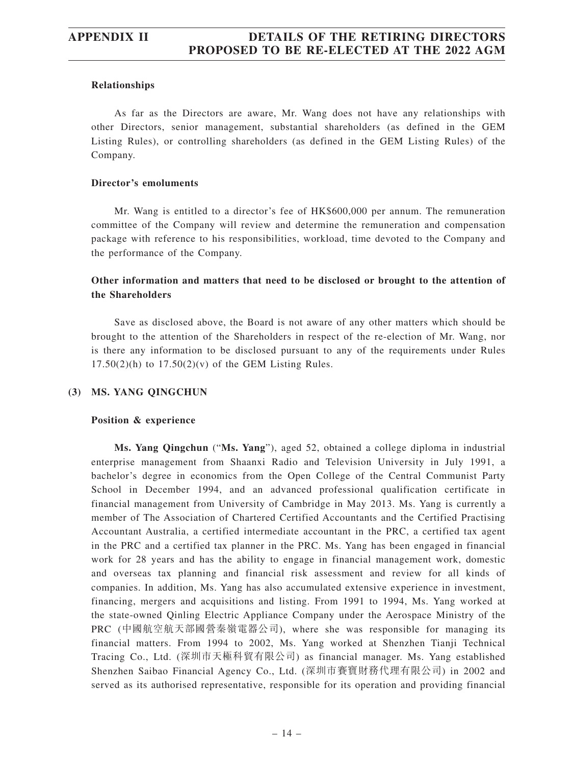**Relationships**

As far as the Directors are aware, Mr. Wang does not have any relationships with other Directors, senior management, substantial shareholders (as defined in the GEM Listing Rules), or controlling shareholders (as defined in the GEM Listing Rules) of the Company.

**Director's emoluments**

Mr. Wang is entitled to a director's fee of HK$600,000 per annum. The remuneration committee of the Company will review and determine the remuneration and compensation package with reference to his responsibilities, workload, time devoted to the Company and the performance of the Company.

**Other information and matters that need to be disclosed or brought to the attention of the Shareholders**

Save as disclosed above, the Board is not aware of any other matters which should be brought to the attention of the Shareholders in respect of the re-election of Mr. Wang, nor is there any information to be disclosed pursuant to any of the requirements under Rules 17.50(2)(h) to 17.50(2)(v) of the GEM Listing Rules.

**(3) MS. YANG QINGCHUN**

**Position & experience**

**Ms. Yang Qingchun** ("**Ms. Yang**"), aged 52, obtained a college diploma in industrial enterprise management from Shaanxi Radio and Television University in July 1991, a bachelor's degree in economics from the Open College of the Central Communist Party School in December 1994, and an advanced professional qualification certificate in financial management from University of Cambridge in May 2013. Ms. Yang is currently a member of The Association of Chartered Certified Accountants and the Certified Practising Accountant Australia, a certified intermediate accountant in the PRC, a certified tax agent in the PRC and a certified tax planner in the PRC. Ms. Yang has been engaged in financial work for 28 years and has the ability to engage in financial management work, domestic and overseas tax planning and financial risk assessment and review for all kinds of companies. In addition, Ms. Yang has also accumulated extensive experience in investment, financing, mergers and acquisitions and listing. From 1991 to 1994, Ms. Yang worked at the state-owned Qinling Electric Appliance Company under the Aerospace Ministry of the PRC (中國航空航天部國營秦嶺電器公司), where she was responsible for managing its financial matters. From 1994 to 2002, Ms. Yang worked at Shenzhen Tianji Technical Tracing Co., Ltd. (深圳市天極科貿有限公司) as financial manager. Ms. Yang established Shenzhen Saibao Financial Agency Co., Ltd. (深圳市賽寶財務代理有限公司) in 2002 and served as its authorised representative, responsible for its operation and providing financial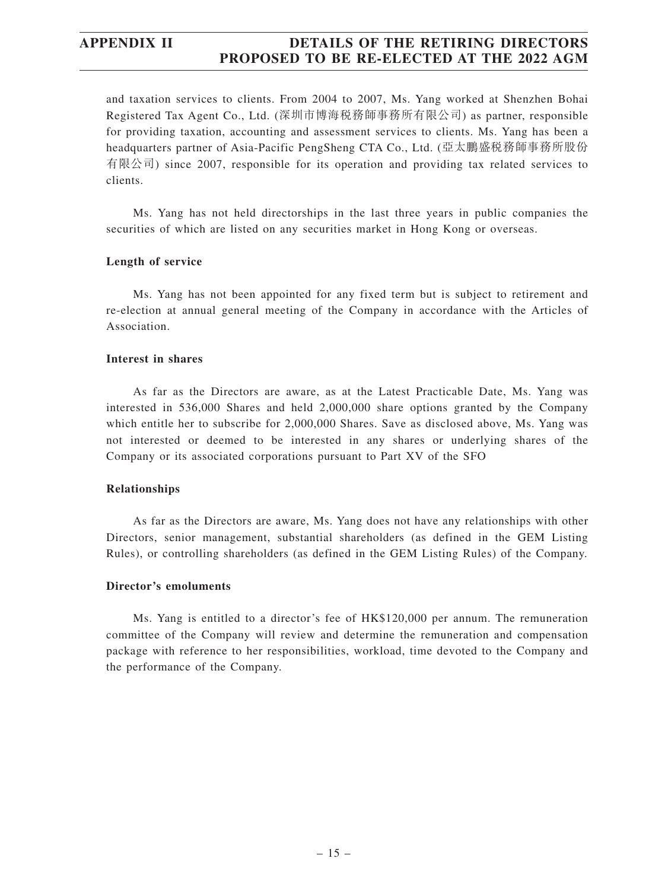and taxation services to clients. From 2004 to 2007, Ms. Yang worked at Shenzhen Bohai Registered Tax Agent Co., Ltd. (深圳市博海稅務師事務所有限公司) as partner, responsible for providing taxation, accounting and assessment services to clients. Ms. Yang has been a headquarters partner of Asia-Pacific PengSheng CTA Co., Ltd. (亞太鵬盛稅務師事務所股份有限公司) since 2007, responsible for its operation and providing tax related services to clients.

Ms. Yang has not held directorships in the last three years in public companies the securities of which are listed on any securities market in Hong Kong or overseas.

**Length of service**

Ms. Yang has not been appointed for any fixed term but is subject to retirement and re-election at annual general meeting of the Company in accordance with the Articles of Association.

**Interest in shares**

As far as the Directors are aware, as at the Latest Practicable Date, Ms. Yang was interested in 536,000 Shares and held 2,000,000 share options granted by the Company which entitle her to subscribe for 2,000,000 Shares. Save as disclosed above, Ms. Yang was not interested or deemed to be interested in any shares or underlying shares of the Company or its associated corporations pursuant to Part XV of the SFO

**Relationships**

As far as the Directors are aware, Ms. Yang does not have any relationships with other Directors, senior management, substantial shareholders (as defined in the GEM Listing Rules), or controlling shareholders (as defined in the GEM Listing Rules) of the Company.

**Director's emoluments**

Ms. Yang is entitled to a director's fee of HK$120,000 per annum. The remuneration committee of the Company will review and determine the remuneration and compensation package with reference to her responsibilities, workload, time devoted to the Company and the performance of the Company.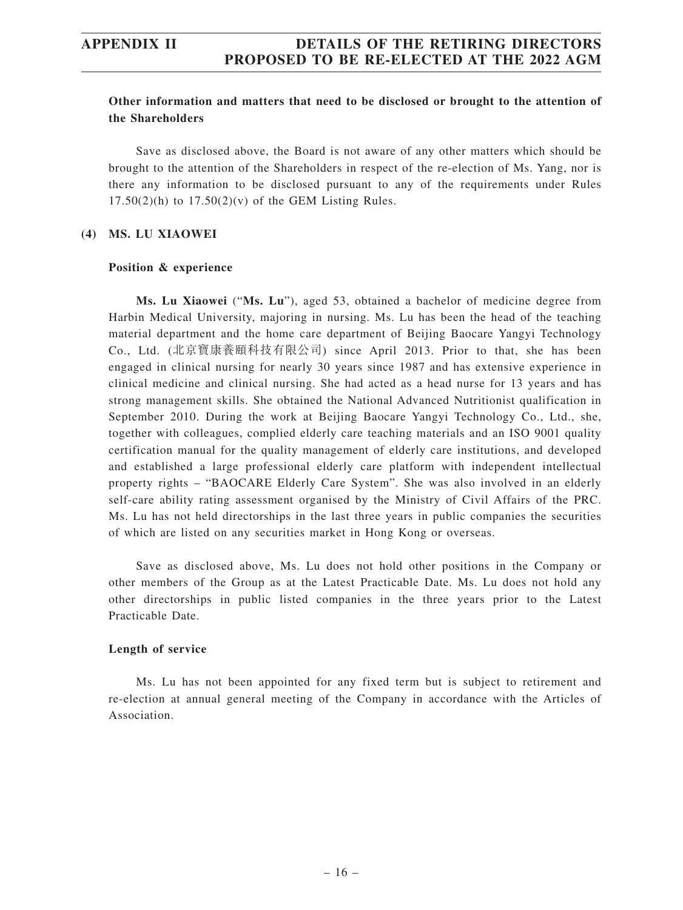**Other information and matters that need to be disclosed or brought to the attention of the Shareholders**

Save as disclosed above, the Board is not aware of any other matters which should be brought to the attention of the Shareholders in respect of the re-election of Ms. Yang, nor is there any information to be disclosed pursuant to any of the requirements under Rules 17.50(2)(h) to 17.50(2)(v) of the GEM Listing Rules.

**(4) MS. LU XIAOWEI**

**Position & experience**

**Ms. Lu Xiaowei** ("**Ms. Lu**"), aged 53, obtained a bachelor of medicine degree from Harbin Medical University, majoring in nursing. Ms. Lu has been the head of the teaching material department and the home care department of Beijing Baocare Yangyi Technology Co., Ltd. (北京寶康養頤科技有限公司) since April 2013. Prior to that, she has been engaged in clinical nursing for nearly 30 years since 1987 and has extensive experience in clinical medicine and clinical nursing. She had acted as a head nurse for 13 years and has strong management skills. She obtained the National Advanced Nutritionist qualification in September 2010. During the work at Beijing Baocare Yangyi Technology Co., Ltd., she, together with colleagues, complied elderly care teaching materials and an ISO 9001 quality certification manual for the quality management of elderly care institutions, and developed and established a large professional elderly care platform with independent intellectual property rights – "BAOCARE Elderly Care System". She was also involved in an elderly self-care ability rating assessment organised by the Ministry of Civil Affairs of the PRC. Ms. Lu has not held directorships in the last three years in public companies the securities of which are listed on any securities market in Hong Kong or overseas.

Save as disclosed above, Ms. Lu does not hold other positions in the Company or other members of the Group as at the Latest Practicable Date. Ms. Lu does not hold any other directorships in public listed companies in the three years prior to the Latest Practicable Date.

**Length of service**

Ms. Lu has not been appointed for any fixed term but is subject to retirement and re-election at annual general meeting of the Company in accordance with the Articles of Association.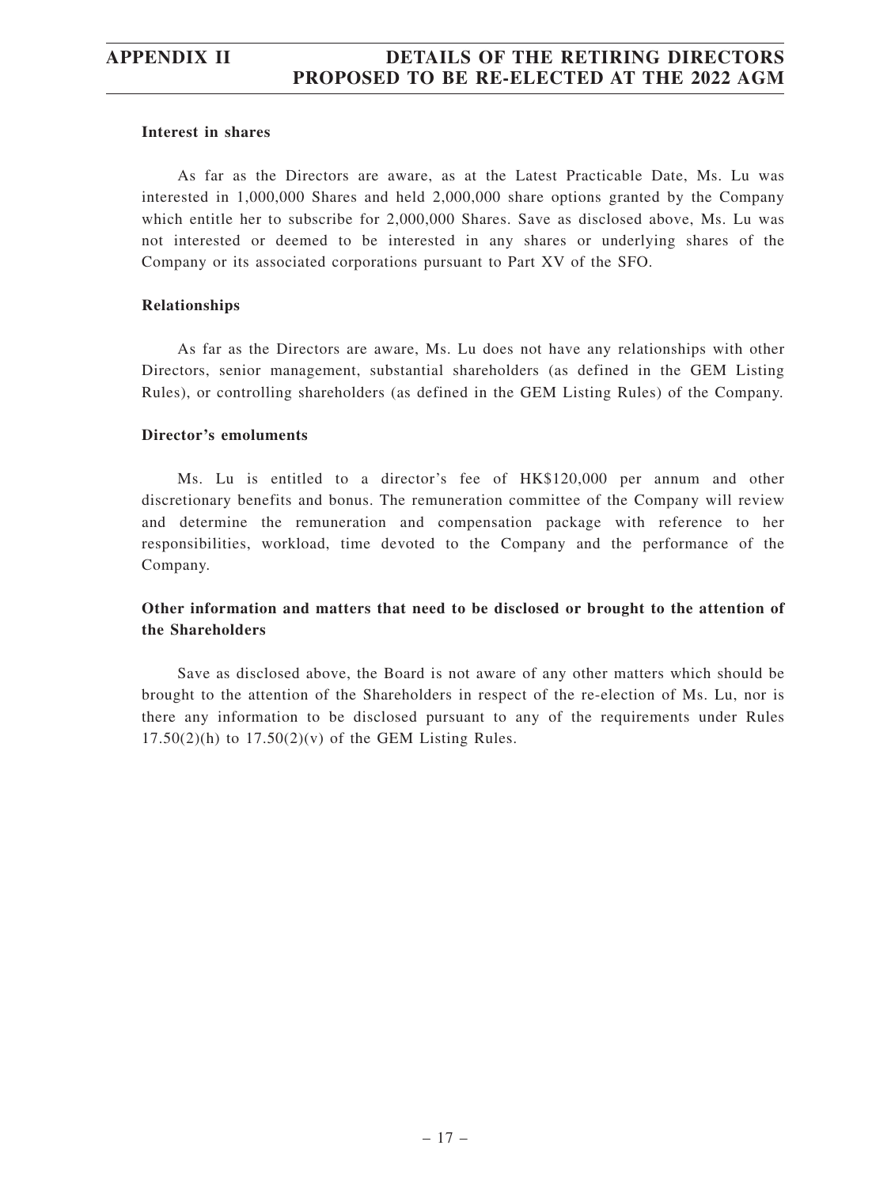**Interest in shares**

As far as the Directors are aware, as at the Latest Practicable Date, Ms. Lu was interested in 1,000,000 Shares and held 2,000,000 share options granted by the Company which entitle her to subscribe for 2,000,000 Shares. Save as disclosed above, Ms. Lu was not interested or deemed to be interested in any shares or underlying shares of the Company or its associated corporations pursuant to Part XV of the SFO.

**Relationships**

As far as the Directors are aware, Ms. Lu does not have any relationships with other Directors, senior management, substantial shareholders (as defined in the GEM Listing Rules), or controlling shareholders (as defined in the GEM Listing Rules) of the Company.

**Director's emoluments**

Ms. Lu is entitled to a director's fee of HK$120,000 per annum and other discretionary benefits and bonus. The remuneration committee of the Company will review and determine the remuneration and compensation package with reference to her responsibilities, workload, time devoted to the Company and the performance of the Company.

**Other information and matters that need to be disclosed or brought to the attention of the Shareholders**

Save as disclosed above, the Board is not aware of any other matters which should be brought to the attention of the Shareholders in respect of the re-election of Ms. Lu, nor is there any information to be disclosed pursuant to any of the requirements under Rules 17.50(2)(h) to 17.50(2)(v) of the GEM Listing Rules.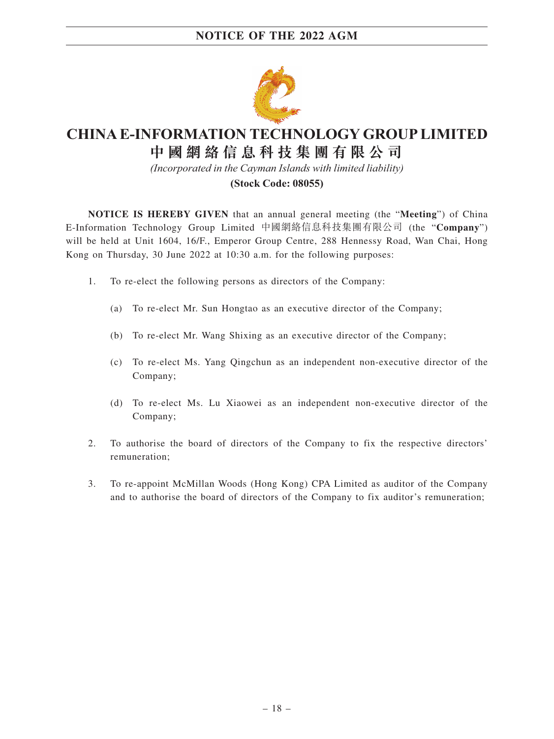# CHINA E-INFORMATION TECHNOLOGY GROUP LIMITED

# 中國網絡信息科技集團有限公司

*(Incorporated in the Cayman Islands with limited liability)*

**(Stock Code: 08055)**

**NOTICE IS HEREBY GIVEN** that an annual general meeting (the "**Meeting**") of China E-Information Technology Group Limited 中國網絡信息科技集團有限公司 (the "**Company**") will be held at Unit 1604, 16/F., Emperor Group Centre, 288 Hennessy Road, Wan Chai, Hong Kong on Thursday, 30 June 2022 at 10:30 a.m. for the following purposes:

1. To re-elect the following persons as directors of the Company:

   (a) To re-elect Mr. Sun Hongtao as an executive director of the Company;

   (b) To re-elect Mr. Wang Shixing as an executive director of the Company;

   (c) To re-elect Ms. Yang Qingchun as an independent non-executive director of the Company;

   (d) To re-elect Ms. Lu Xiaowei as an independent non-executive director of the Company;

2. To authorise the board of directors of the Company to fix the respective directors' remuneration;

3. To re-appoint McMillan Woods (Hong Kong) CPA Limited as auditor of the Company and to authorise the board of directors of the Company to fix auditor's remuneration;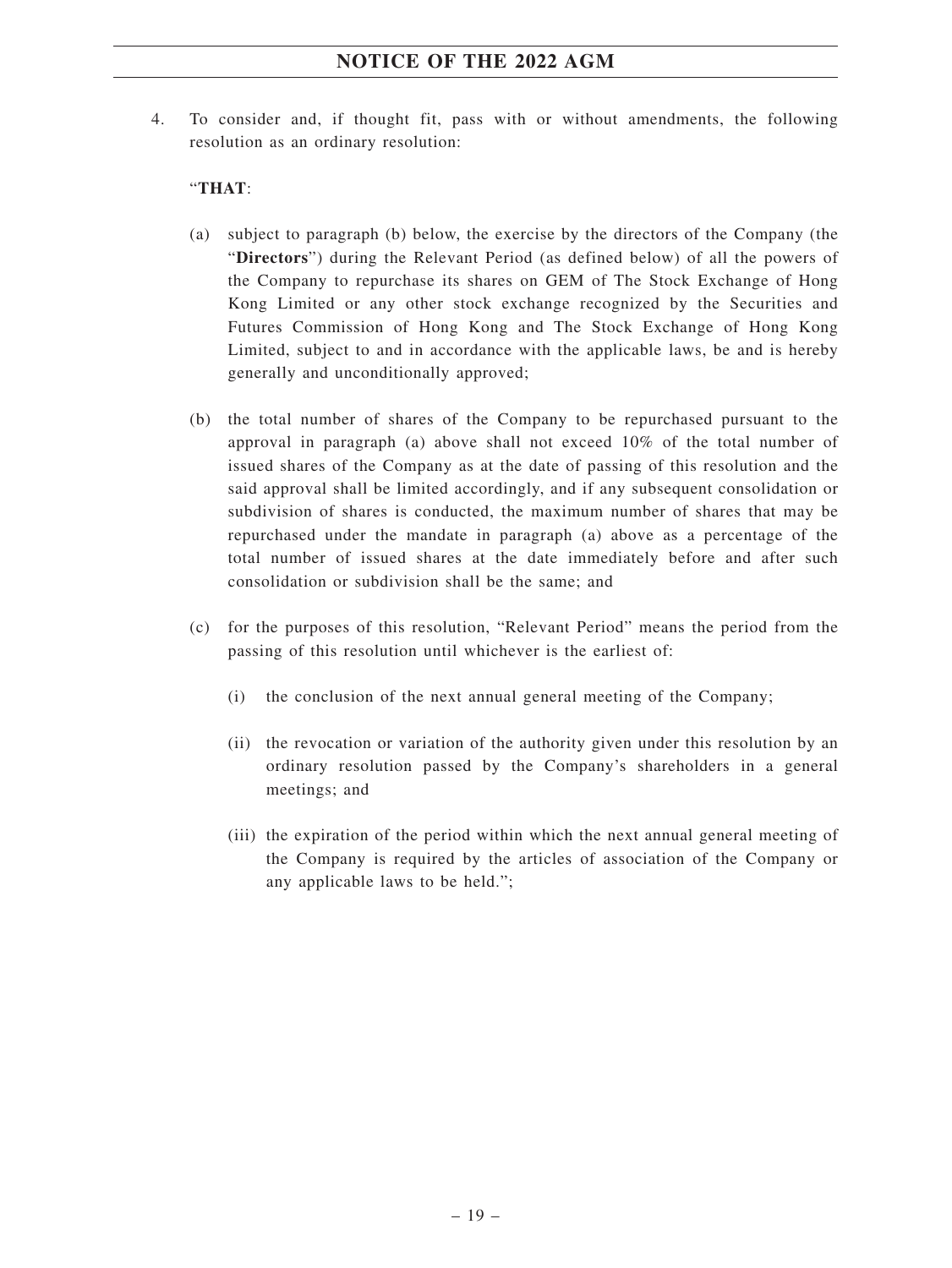4. To consider and, if thought fit, pass with or without amendments, the following resolution as an ordinary resolution:

   "**THAT**:

   (a) subject to paragraph (b) below, the exercise by the directors of the Company (the "**Directors**") during the Relevant Period (as defined below) of all the powers of the Company to repurchase its shares on GEM of The Stock Exchange of Hong Kong Limited or any other stock exchange recognized by the Securities and Futures Commission of Hong Kong and The Stock Exchange of Hong Kong Limited, subject to and in accordance with the applicable laws, be and is hereby generally and unconditionally approved;

   (b) the total number of shares of the Company to be repurchased pursuant to the approval in paragraph (a) above shall not exceed 10% of the total number of issued shares of the Company as at the date of passing of this resolution and the said approval shall be limited accordingly, and if any subsequent consolidation or subdivision of shares is conducted, the maximum number of shares that may be repurchased under the mandate in paragraph (a) above as a percentage of the total number of issued shares at the date immediately before and after such consolidation or subdivision shall be the same; and

   (c) for the purposes of this resolution, "Relevant Period" means the period from the passing of this resolution until whichever is the earliest of:

      (i) the conclusion of the next annual general meeting of the Company;

      (ii) the revocation or variation of the authority given under this resolution by an ordinary resolution passed by the Company's shareholders in a general meetings; and

      (iii) the expiration of the period within which the next annual general meeting of the Company is required by the articles of association of the Company or any applicable laws to be held.";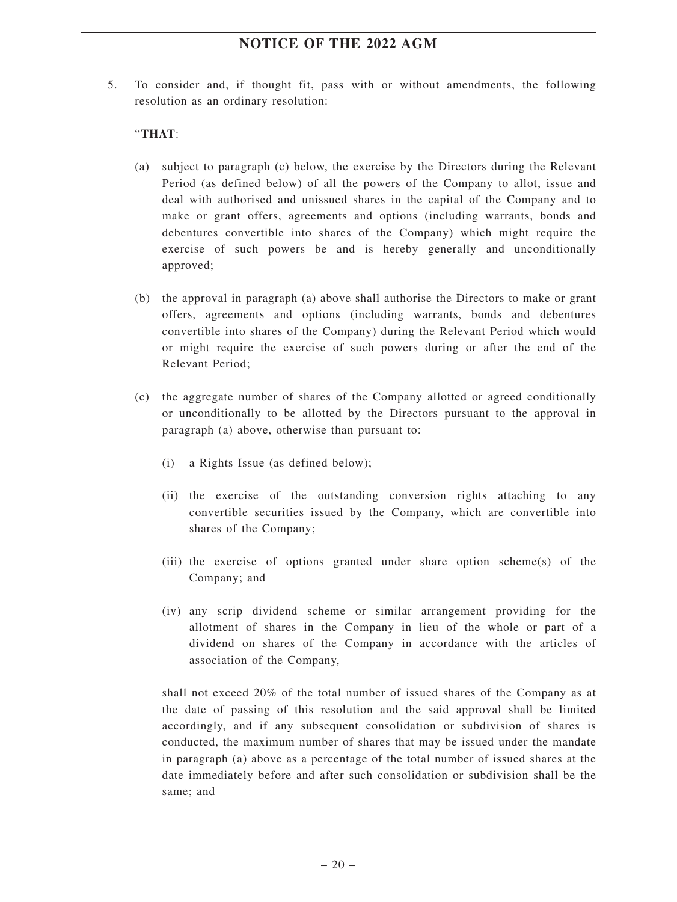5. To consider and, if thought fit, pass with or without amendments, the following resolution as an ordinary resolution:

   "**THAT**:

   (a) subject to paragraph (c) below, the exercise by the Directors during the Relevant Period (as defined below) of all the powers of the Company to allot, issue and deal with authorised and unissued shares in the capital of the Company and to make or grant offers, agreements and options (including warrants, bonds and debentures convertible into shares of the Company) which might require the exercise of such powers be and is hereby generally and unconditionally approved;

   (b) the approval in paragraph (a) above shall authorise the Directors to make or grant offers, agreements and options (including warrants, bonds and debentures convertible into shares of the Company) during the Relevant Period which would or might require the exercise of such powers during or after the end of the Relevant Period;

   (c) the aggregate number of shares of the Company allotted or agreed conditionally or unconditionally to be allotted by the Directors pursuant to the approval in paragraph (a) above, otherwise than pursuant to:

      (i) a Rights Issue (as defined below);

      (ii) the exercise of the outstanding conversion rights attaching to any convertible securities issued by the Company, which are convertible into shares of the Company;

      (iii) the exercise of options granted under share option scheme(s) of the Company; and

      (iv) any scrip dividend scheme or similar arrangement providing for the allotment of shares in the Company in lieu of the whole or part of a dividend on shares of the Company in accordance with the articles of association of the Company,

   shall not exceed 20% of the total number of issued shares of the Company as at the date of passing of this resolution and the said approval shall be limited accordingly, and if any subsequent consolidation or subdivision of shares is conducted, the maximum number of shares that may be issued under the mandate in paragraph (a) above as a percentage of the total number of issued shares at the date immediately before and after such consolidation or subdivision shall be the same; and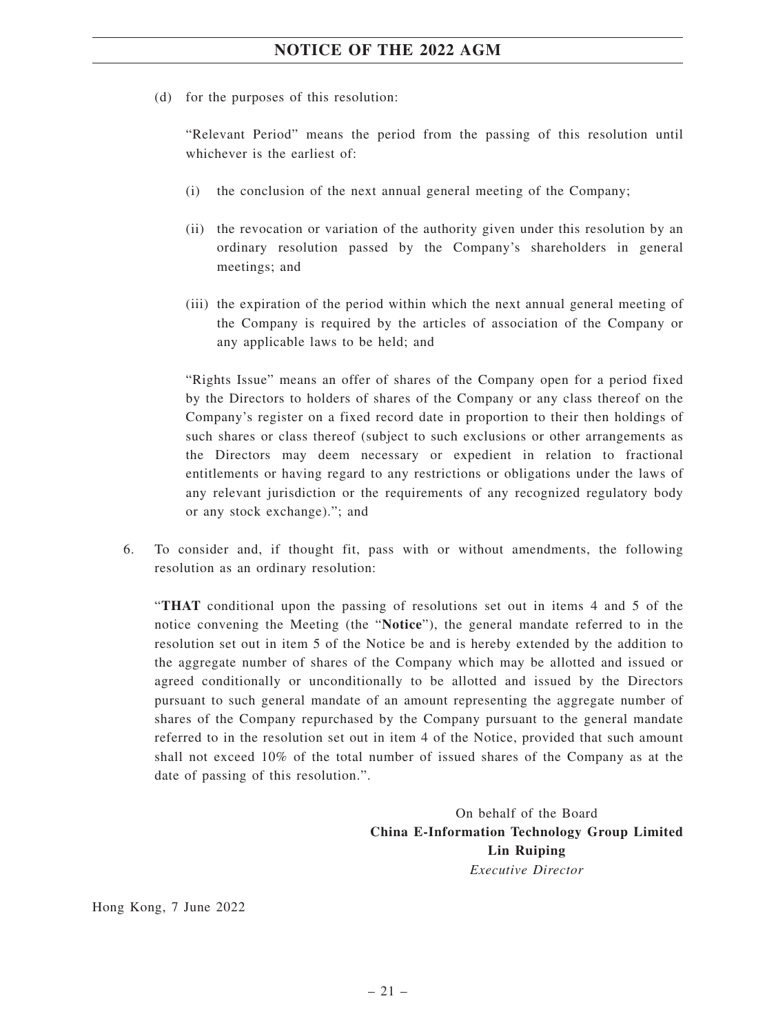(d) for the purposes of this resolution:

"Relevant Period" means the period from the passing of this resolution until whichever is the earliest of:

(i) the conclusion of the next annual general meeting of the Company;

(ii) the revocation or variation of the authority given under this resolution by an ordinary resolution passed by the Company's shareholders in general meetings; and

(iii) the expiration of the period within which the next annual general meeting of the Company is required by the articles of association of the Company or any applicable laws to be held; and

"Rights Issue" means an offer of shares of the Company open for a period fixed by the Directors to holders of shares of the Company or any class thereof on the Company's register on a fixed record date in proportion to their then holdings of such shares or class thereof (subject to such exclusions or other arrangements as the Directors may deem necessary or expedient in relation to fractional entitlements or having regard to any restrictions or obligations under the laws of any relevant jurisdiction or the requirements of any recognized regulatory body or any stock exchange)."; and

6. To consider and, if thought fit, pass with or without amendments, the following resolution as an ordinary resolution:

"**THAT** conditional upon the passing of resolutions set out in items 4 and 5 of the notice convening the Meeting (the "**Notice**"), the general mandate referred to in the resolution set out in item 5 of the Notice be and is hereby extended by the addition to the aggregate number of shares of the Company which may be allotted and issued or agreed conditionally or unconditionally to be allotted and issued by the Directors pursuant to such general mandate of an amount representing the aggregate number of shares of the Company repurchased by the Company pursuant to the general mandate referred to in the resolution set out in item 4 of the Notice, provided that such amount shall not exceed 10% of the total number of issued shares of the Company as at the date of passing of this resolution.".

On behalf of the Board
**China E-Information Technology Group Limited**
**Lin Ruiping**
*Executive Director*

Hong Kong, 7 June 2022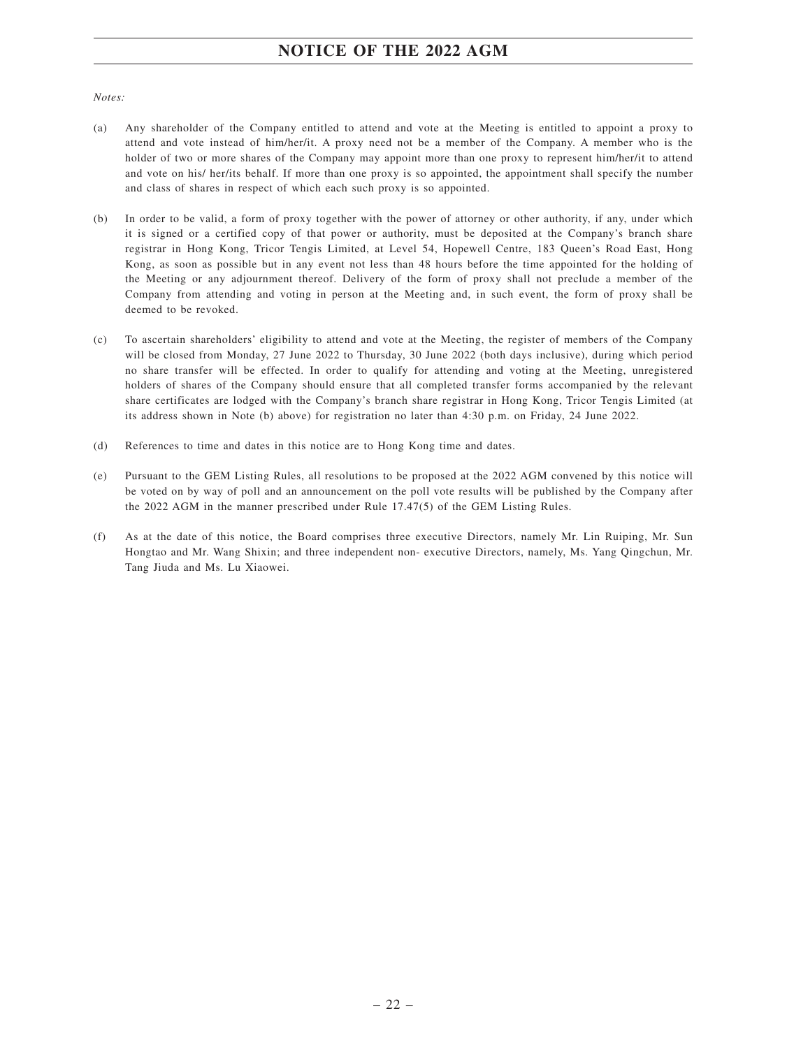*Notes:*

(a) Any shareholder of the Company entitled to attend and vote at the Meeting is entitled to appoint a proxy to attend and vote instead of him/her/it. A proxy need not be a member of the Company. A member who is the holder of two or more shares of the Company may appoint more than one proxy to represent him/her/it to attend and vote on his/ her/its behalf. If more than one proxy is so appointed, the appointment shall specify the number and class of shares in respect of which each such proxy is so appointed.

(b) In order to be valid, a form of proxy together with the power of attorney or other authority, if any, under which it is signed or a certified copy of that power or authority, must be deposited at the Company's branch share registrar in Hong Kong, Tricor Tengis Limited, at Level 54, Hopewell Centre, 183 Queen's Road East, Hong Kong, as soon as possible but in any event not less than 48 hours before the time appointed for the holding of the Meeting or any adjournment thereof. Delivery of the form of proxy shall not preclude a member of the Company from attending and voting in person at the Meeting and, in such event, the form of proxy shall be deemed to be revoked.

(c) To ascertain shareholders' eligibility to attend and vote at the Meeting, the register of members of the Company will be closed from Monday, 27 June 2022 to Thursday, 30 June 2022 (both days inclusive), during which period no share transfer will be effected. In order to qualify for attending and voting at the Meeting, unregistered holders of shares of the Company should ensure that all completed transfer forms accompanied by the relevant share certificates are lodged with the Company's branch share registrar in Hong Kong, Tricor Tengis Limited (at its address shown in Note (b) above) for registration no later than 4:30 p.m. on Friday, 24 June 2022.

(d) References to time and dates in this notice are to Hong Kong time and dates.

(e) Pursuant to the GEM Listing Rules, all resolutions to be proposed at the 2022 AGM convened by this notice will be voted on by way of poll and an announcement on the poll vote results will be published by the Company after the 2022 AGM in the manner prescribed under Rule 17.47(5) of the GEM Listing Rules.

(f) As at the date of this notice, the Board comprises three executive Directors, namely Mr. Lin Ruiping, Mr. Sun Hongtao and Mr. Wang Shixin; and three independent non- executive Directors, namely, Ms. Yang Qingchun, Mr. Tang Jiuda and Ms. Lu Xiaowei.